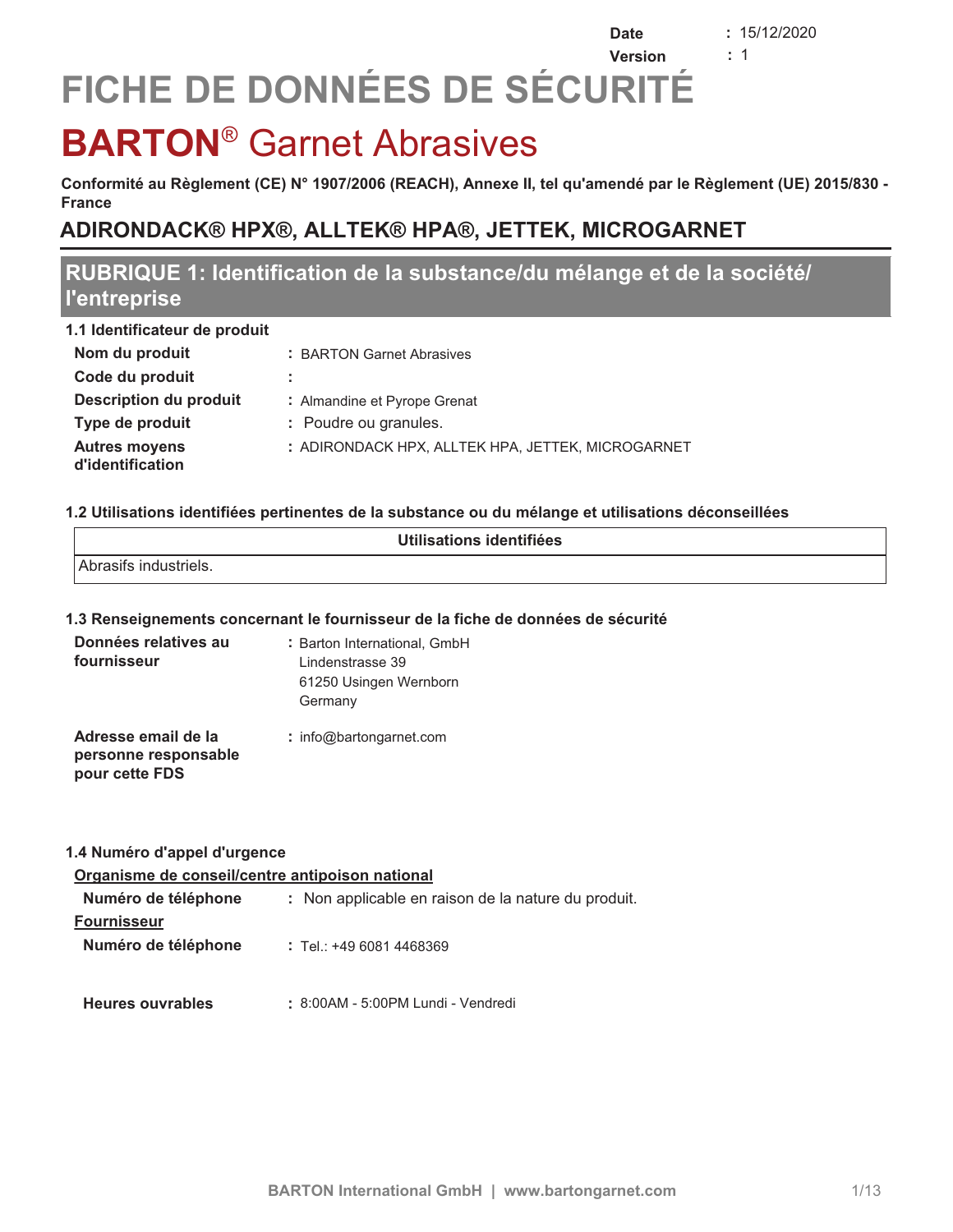**Date** : 15/12/2020
**Version** : 1

# FICHE DE DONNÉES DE SÉCURITÉ

# BARTON® Garnet Abrasives

**Conformité au Règlement (CE) N° 1907/2006 (REACH), Annexe II, tel qu'amendé par le Règlement (UE) 2015/830 - France**

## ADIRONDACK® HPX®, ALLTEK® HPA®, JETTEK, MICROGARNET

## RUBRIQUE 1: Identification de la substance/du mélange et de la société/l'entreprise

### 1.1 Identificateur de produit

**Nom du produit** : BARTON Garnet Abrasives

**Code du produit** :

**Description du produit** : Almandine et Pyrope Grenat

**Type de produit** : Poudre ou granules.

**Autres moyens d'identification** : ADIRONDACK HPX, ALLTEK HPA, JETTEK, MICROGARNET

### 1.2 Utilisations identifiées pertinentes de la substance ou du mélange et utilisations déconseillées

| Utilisations identifiées |
| --- |
| Abrasifs industriels. |

### 1.3 Renseignements concernant le fournisseur de la fiche de données de sécurité

**Données relatives au fournisseur** : Barton International, GmbH
Lindenstrasse 39
61250 Usingen Wernborn
Germany

**Adresse email de la personne responsable pour cette FDS** : info@bartongarnet.com

### 1.4 Numéro d'appel d'urgence

__Organisme de conseil/centre antipoison national__

**Numéro de téléphone** : Non applicable en raison de la nature du produit.

__Fournisseur__

**Numéro de téléphone** : Tel.: +49 6081 4468369

**Heures ouvrables** : 8:00AM - 5:00PM Lundi - Vendredi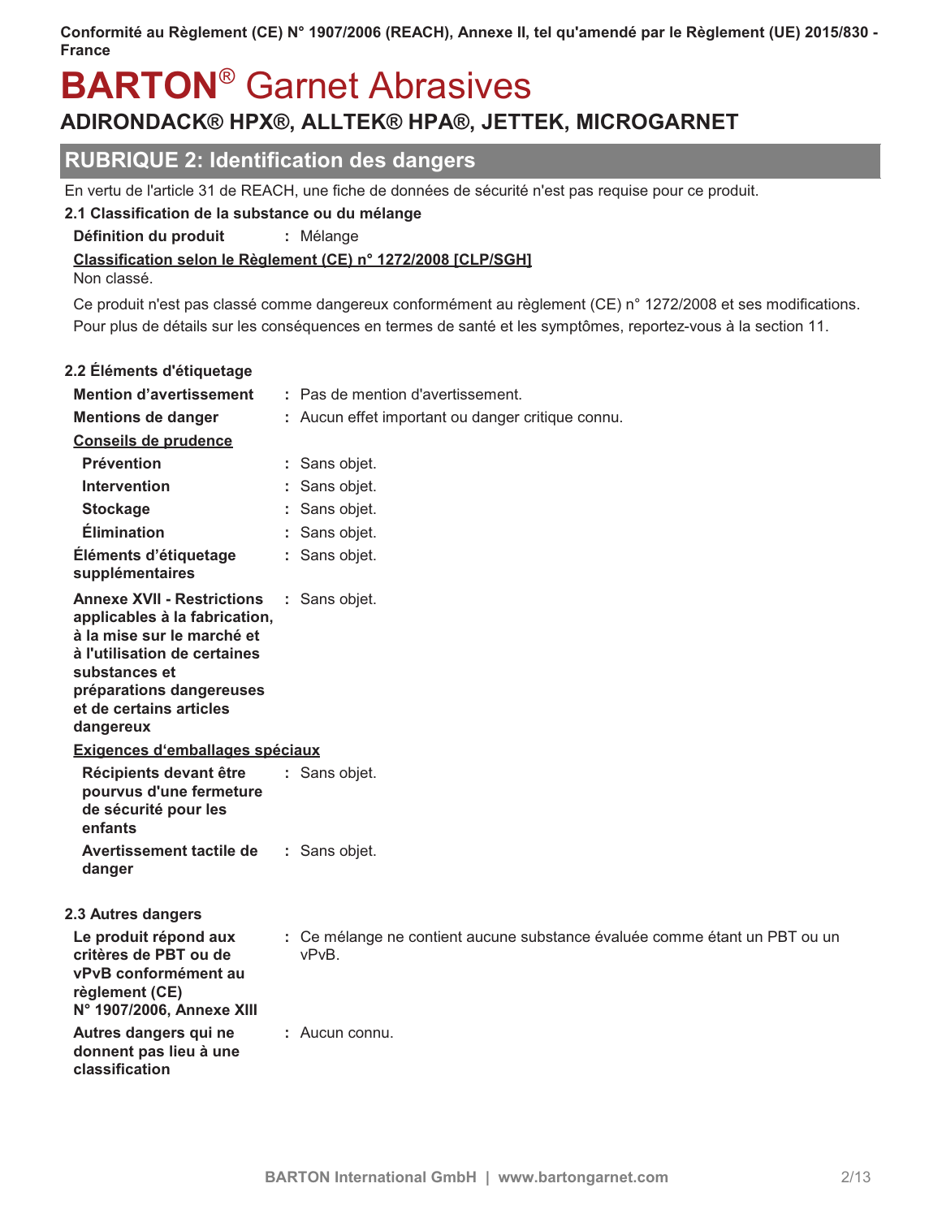# BARTON® Garnet Abrasives

## ADIRONDACK® HPX®, ALLTEK® HPA®, JETTEK, MICROGARNET

## RUBRIQUE 2: Identification des dangers

En vertu de l'article 31 de REACH, une fiche de données de sécurité n'est pas requise pour ce produit.

### 2.1 Classification de la substance ou du mélange

**Définition du produit** : Mélange

**Classification selon le Règlement (CE) n° 1272/2008 [CLP/SGH]**

Non classé.

Ce produit n'est pas classé comme dangereux conformément au règlement (CE) n° 1272/2008 et ses modifications.
Pour plus de détails sur les conséquences en termes de santé et les symptômes, reportez-vous à la section 11.

### 2.2 Éléments d'étiquetage

**Mention d'avertissement** : Pas de mention d'avertissement.

**Mentions de danger** : Aucun effet important ou danger critique connu.

**Conseils de prudence**

- **Prévention** : Sans objet.
- **Intervention** : Sans objet.
- **Stockage** : Sans objet.
- **Élimination** : Sans objet.

**Éléments d'étiquetage supplémentaires** : Sans objet.

**Annexe XVII - Restrictions applicables à la fabrication, à la mise sur le marché et à l'utilisation de certaines substances et préparations dangereuses et de certains articles dangereux** : Sans objet.

**Exigences d'emballages spéciaux**

- **Récipients devant être pourvus d'une fermeture de sécurité pour les enfants** : Sans objet.
- **Avertissement tactile de danger** : Sans objet.

### 2.3 Autres dangers

**Le produit répond aux critères de PBT ou de vPvB conformément au règlement (CE) N° 1907/2006, Annexe XIII** : Ce mélange ne contient aucune substance évaluée comme étant un PBT ou un vPvB.

**Autres dangers qui ne donnent pas lieu à une classification** : Aucun connu.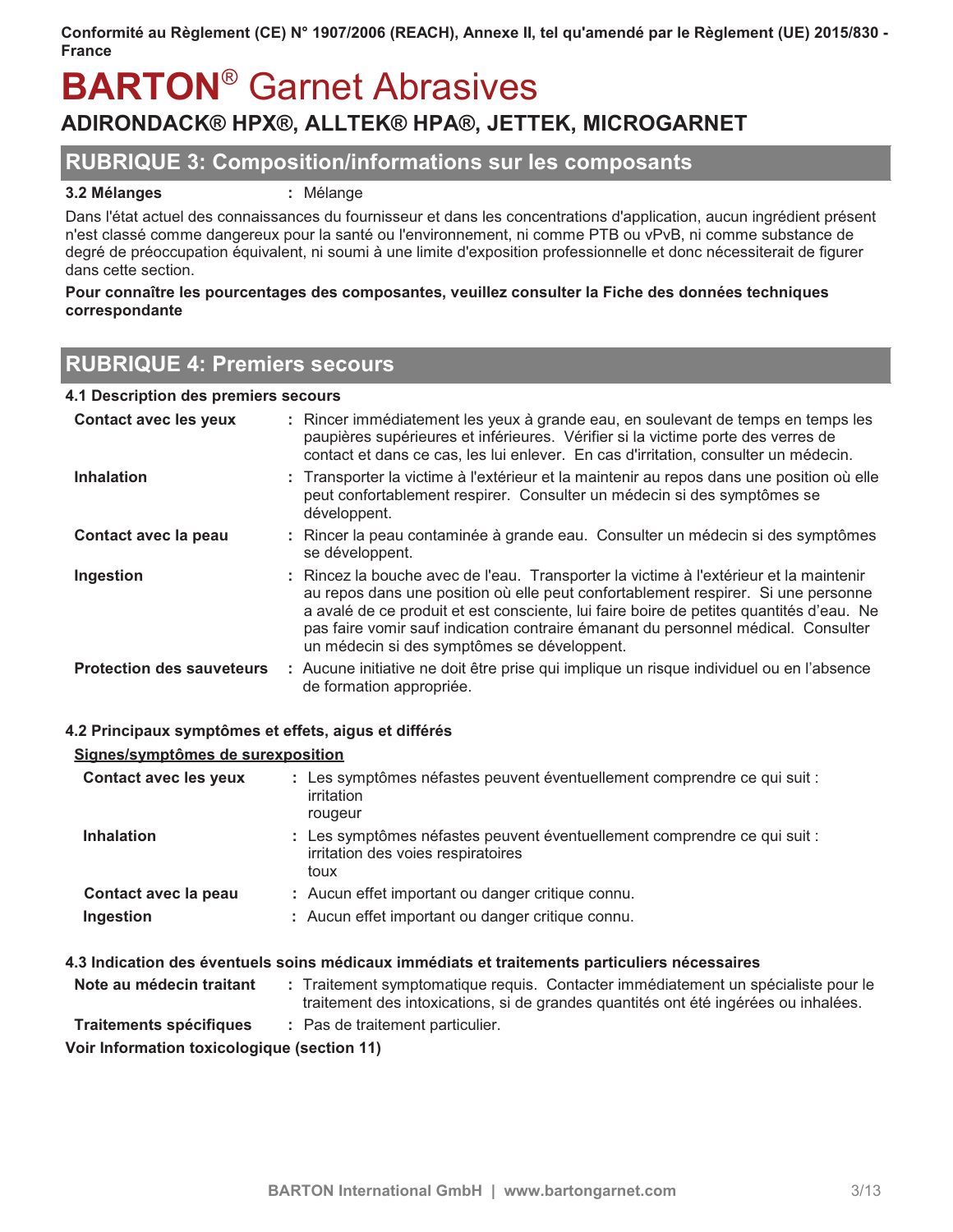**Conformité au Règlement (CE) N° 1907/2006 (REACH), Annexe II, tel qu'amendé par le Règlement (UE) 2015/830 - France**

# BARTON® Garnet Abrasives

### ADIRONDACK® HPX®, ALLTEK® HPA®, JETTEK, MICROGARNET

## RUBRIQUE 3: Composition/informations sur les composants

**3.2 Mélanges** : Mélange

Dans l'état actuel des connaissances du fournisseur et dans les concentrations d'application, aucun ingrédient présent n'est classé comme dangereux pour la santé ou l'environnement, ni comme PTB ou vPvB, ni comme substance de degré de préoccupation équivalent, ni soumi à une limite d'exposition professionnelle et donc nécessiterait de figurer dans cette section.

**Pour connaître les pourcentages des composantes, veuillez consulter la Fiche des données techniques correspondante**

## RUBRIQUE 4: Premiers secours

### 4.1 Description des premiers secours

**Contact avec les yeux** : Rincer immédiatement les yeux à grande eau, en soulevant de temps en temps les paupières supérieures et inférieures. Vérifier si la victime porte des verres de contact et dans ce cas, les lui enlever. En cas d'irritation, consulter un médecin.

**Inhalation** : Transporter la victime à l'extérieur et la maintenir au repos dans une position où elle peut confortablement respirer. Consulter un médecin si des symptômes se développent.

**Contact avec la peau** : Rincer la peau contaminée à grande eau. Consulter un médecin si des symptômes se développent.

**Ingestion** : Rincez la bouche avec de l'eau. Transporter la victime à l'extérieur et la maintenir au repos dans une position où elle peut confortablement respirer. Si une personne a avalé de ce produit et est consciente, lui faire boire de petites quantités d'eau. Ne pas faire vomir sauf indication contraire émanant du personnel médical. Consulter un médecin si des symptômes se développent.

**Protection des sauveteurs** : Aucune initiative ne doit être prise qui implique un risque individuel ou en l'absence de formation appropriée.

### 4.2 Principaux symptômes et effets, aigus et différés

**Signes/symptômes de surexposition**

**Contact avec les yeux** : Les symptômes néfastes peuvent éventuellement comprendre ce qui suit :
irritation
rougeur

**Inhalation** : Les symptômes néfastes peuvent éventuellement comprendre ce qui suit :
irritation des voies respiratoires
toux

**Contact avec la peau** : Aucun effet important ou danger critique connu.

**Ingestion** : Aucun effet important ou danger critique connu.

### 4.3 Indication des éventuels soins médicaux immédiats et traitements particuliers nécessaires

**Note au médecin traitant** : Traitement symptomatique requis. Contacter immédiatement un spécialiste pour le traitement des intoxications, si de grandes quantités ont été ingérées ou inhalées.

**Traitements spécifiques** : Pas de traitement particulier.

**Voir Information toxicologique (section 11)**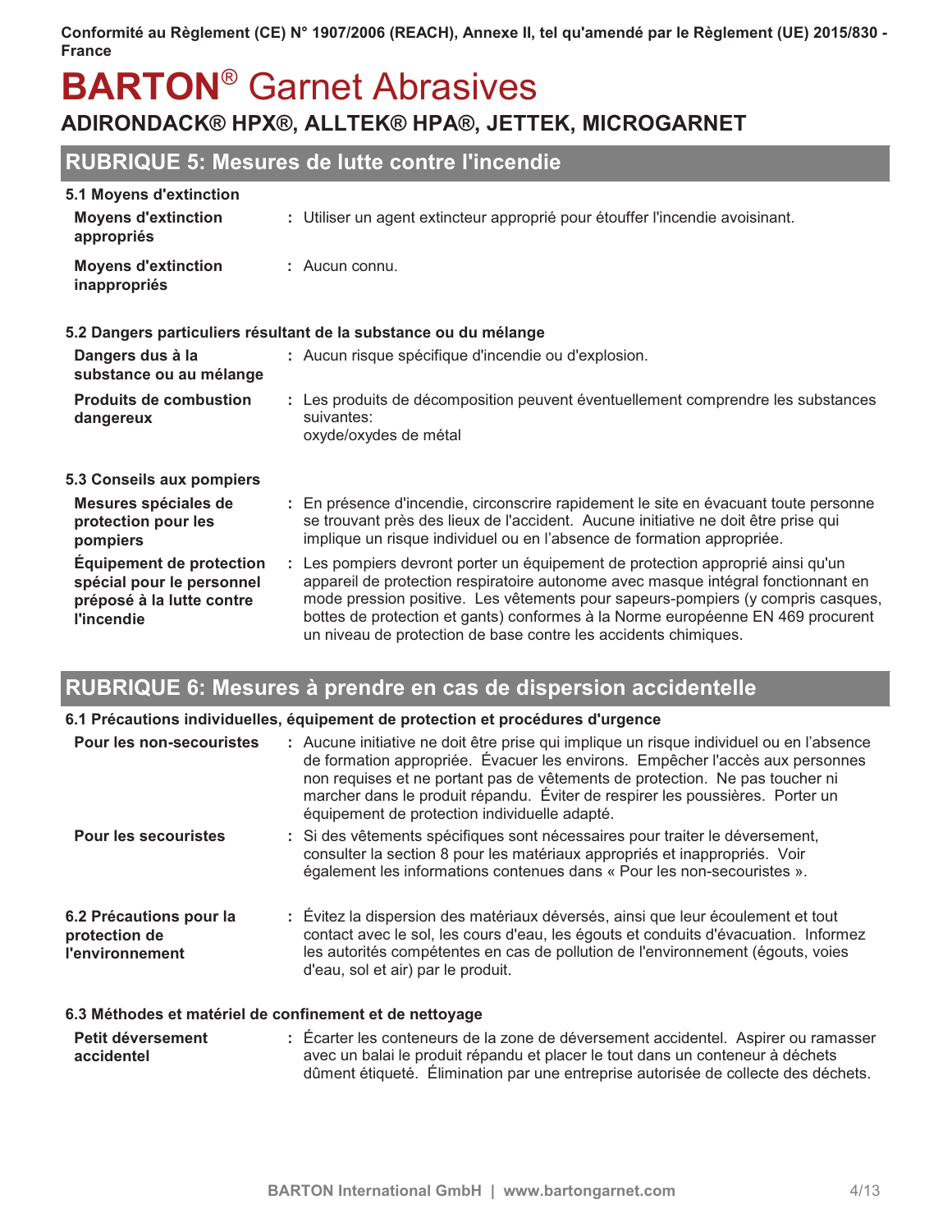## RUBRIQUE 5: Mesures de lutte contre l'incendie

### 5.1 Moyens d'extinction

| | |
|---|---|
| **Moyens d'extinction appropriés** | : Utiliser un agent extincteur approprié pour étouffer l'incendie avoisinant. |
| **Moyens d'extinction inappropriés** | : Aucun connu. |

### 5.2 Dangers particuliers résultant de la substance ou du mélange

| | |
|---|---|
| **Dangers dus à la substance ou au mélange** | : Aucun risque spécifique d'incendie ou d'explosion. |
| **Produits de combustion dangereux** | : Les produits de décomposition peuvent éventuellement comprendre les substances suivantes: oxyde/oxydes de métal |

### 5.3 Conseils aux pompiers

| | |
|---|---|
| **Mesures spéciales de protection pour les pompiers** | : En présence d'incendie, circonscrire rapidement le site en évacuant toute personne se trouvant près des lieux de l'accident. Aucune initiative ne doit être prise qui implique un risque individuel ou en l'absence de formation appropriée. |
| **Équipement de protection spécial pour le personnel préposé à la lutte contre l'incendie** | : Les pompiers devront porter un équipement de protection approprié ainsi qu'un appareil de protection respiratoire autonome avec masque intégral fonctionnant en mode pression positive. Les vêtements pour sapeurs-pompiers (y compris casques, bottes de protection et gants) conformes à la Norme européenne EN 469 procurent un niveau de protection de base contre les accidents chimiques. |

## RUBRIQUE 6: Mesures à prendre en cas de dispersion accidentelle

### 6.1 Précautions individuelles, équipement de protection et procédures d'urgence

| | |
|---|---|
| **Pour les non-secouristes** | : Aucune initiative ne doit être prise qui implique un risque individuel ou en l'absence de formation appropriée. Évacuer les environs. Empêcher l'accès aux personnes non requises et ne portant pas de vêtements de protection. Ne pas toucher ni marcher dans le produit répandu. Éviter de respirer les poussières. Porter un équipement de protection individuelle adapté. |
| **Pour les secouristes** | : Si des vêtements spécifiques sont nécessaires pour traiter le déversement, consulter la section 8 pour les matériaux appropriés et inappropriés. Voir également les informations contenues dans « Pour les non-secouristes ». |

| | |
|---|---|
| **6.2 Précautions pour la protection de l'environnement** | : Évitez la dispersion des matériaux déversés, ainsi que leur écoulement et tout contact avec le sol, les cours d'eau, les égouts et conduits d'évacuation. Informez les autorités compétentes en cas de pollution de l'environnement (égouts, voies d'eau, sol et air) par le produit. |

### 6.3 Méthodes et matériel de confinement et de nettoyage

| | |
|---|---|
| **Petit déversement accidentel** | : Écarter les conteneurs de la zone de déversement accidentel. Aspirer ou ramasser avec un balai le produit répandu et placer le tout dans un conteneur à déchets dûment étiqueté. Élimination par une entreprise autorisée de collecte des déchets. |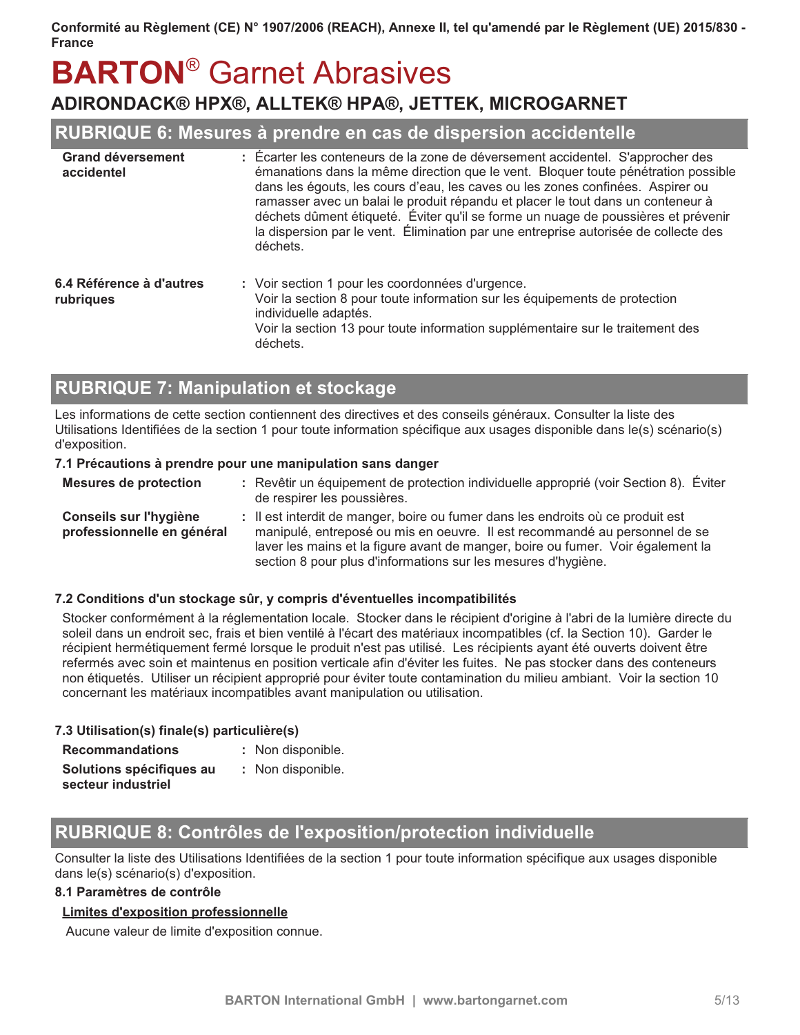Conformité au Règlement (CE) N° 1907/2006 (REACH), Annexe II, tel qu'amendé par le Règlement (UE) 2015/830 - France

# **BARTON**® Garnet Abrasives

## ADIRONDACK® HPX®, ALLTEK® HPA®, JETTEK, MICROGARNET

## RUBRIQUE 6: Mesures à prendre en cas de dispersion accidentelle

**Grand déversement accidentel** : Écarter les conteneurs de la zone de déversement accidentel. S'approcher des émanations dans la même direction que le vent. Bloquer toute pénétration possible dans les égouts, les cours d'eau, les caves ou les zones confinées. Aspirer ou ramasser avec un balai le produit répandu et placer le tout dans un conteneur à déchets dûment étiqueté. Éviter qu'il se forme un nuage de poussières et prévenir la dispersion par le vent. Élimination par une entreprise autorisée de collecte des déchets.

**6.4 Référence à d'autres rubriques** : Voir section 1 pour les coordonnées d'urgence.
Voir la section 8 pour toute information sur les équipements de protection individuelle adaptés.
Voir la section 13 pour toute information supplémentaire sur le traitement des déchets.

## RUBRIQUE 7: Manipulation et stockage

Les informations de cette section contiennent des directives et des conseils généraux. Consulter la liste des Utilisations Identifiées de la section 1 pour toute information spécifique aux usages disponible dans le(s) scénario(s) d'exposition.

### 7.1 Précautions à prendre pour une manipulation sans danger

**Mesures de protection** : Revêtir un équipement de protection individuelle approprié (voir Section 8). Éviter de respirer les poussières.

**Conseils sur l'hygiène professionnelle en général** : Il est interdit de manger, boire ou fumer dans les endroits où ce produit est manipulé, entreposé ou mis en oeuvre. Il est recommandé au personnel de se laver les mains et la figure avant de manger, boire ou fumer. Voir également la section 8 pour plus d'informations sur les mesures d'hygiène.

### 7.2 Conditions d'un stockage sûr, y compris d'éventuelles incompatibilités

Stocker conformément à la réglementation locale. Stocker dans le récipient d'origine à l'abri de la lumière directe du soleil dans un endroit sec, frais et bien ventilé à l'écart des matériaux incompatibles (cf. la Section 10). Garder le récipient hermétiquement fermé lorsque le produit n'est pas utilisé. Les récipients ayant été ouverts doivent être refermés avec soin et maintenus en position verticale afin d'éviter les fuites. Ne pas stocker dans des conteneurs non étiquetés. Utiliser un récipient approprié pour éviter toute contamination du milieu ambiant. Voir la section 10 concernant les matériaux incompatibles avant manipulation ou utilisation.

### 7.3 Utilisation(s) finale(s) particulière(s)

**Recommandations** : Non disponible.

**Solutions spécifiques au secteur industriel** : Non disponible.

## RUBRIQUE 8: Contrôles de l'exposition/protection individuelle

Consulter la liste des Utilisations Identifiées de la section 1 pour toute information spécifique aux usages disponible dans le(s) scénario(s) d'exposition.

### 8.1 Paramètres de contrôle

**Limites d'exposition professionnelle**

Aucune valeur de limite d'exposition connue.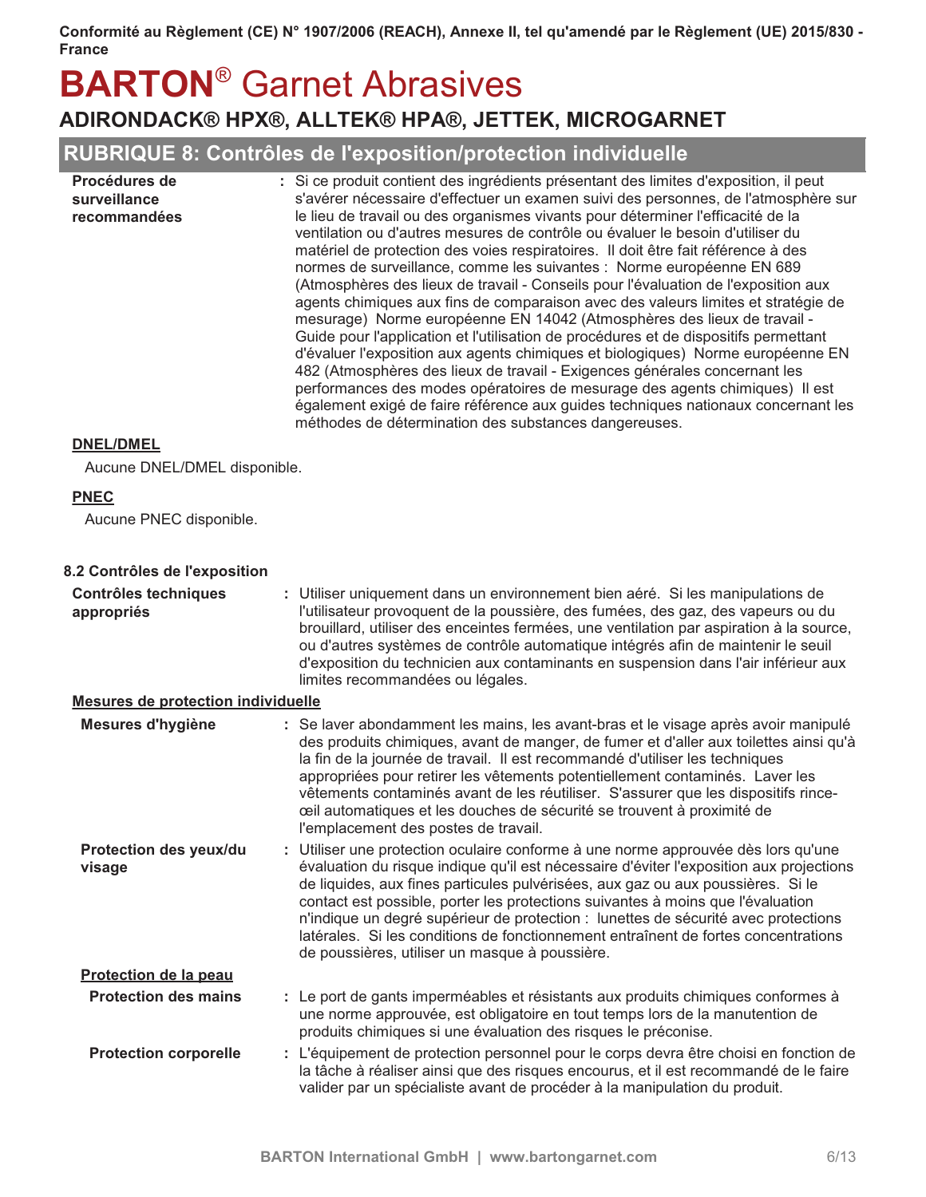## RUBRIQUE 8: Contrôles de l'exposition/protection individuelle

**Procédures de surveillance recommandées** : Si ce produit contient des ingrédients présentant des limites d'exposition, il peut s'avérer nécessaire d'effectuer un examen suivi des personnes, de l'atmosphère sur le lieu de travail ou des organismes vivants pour déterminer l'efficacité de la ventilation ou d'autres mesures de contrôle ou évaluer le besoin d'utiliser du matériel de protection des voies respiratoires. Il doit être fait référence à des normes de surveillance, comme les suivantes : Norme européenne EN 689 (Atmosphères des lieux de travail - Conseils pour l'évaluation de l'exposition aux agents chimiques aux fins de comparaison avec des valeurs limites et stratégie de mesurage) Norme européenne EN 14042 (Atmosphères des lieux de travail - Guide pour l'application et l'utilisation de procédures et de dispositifs permettant d'évaluer l'exposition aux agents chimiques et biologiques) Norme européenne EN 482 (Atmosphères des lieux de travail - Exigences générales concernant les performances des modes opératoires de mesurage des agents chimiques) Il est également exigé de faire référence aux guides techniques nationaux concernant les méthodes de détermination des substances dangereuses.

**DNEL/DMEL**

Aucune DNEL/DMEL disponible.

**PNEC**

Aucune PNEC disponible.

### 8.2 Contrôles de l'exposition

**Contrôles techniques appropriés** : Utiliser uniquement dans un environnement bien aéré. Si les manipulations de l'utilisateur provoquent de la poussière, des fumées, des gaz, des vapeurs ou du brouillard, utiliser des enceintes fermées, une ventilation par aspiration à la source, ou d'autres systèmes de contrôle automatique intégrés afin de maintenir le seuil d'exposition du technicien aux contaminants en suspension dans l'air inférieur aux limites recommandées ou légales.

**Mesures de protection individuelle**

**Mesures d'hygiène** : Se laver abondamment les mains, les avant-bras et le visage après avoir manipulé des produits chimiques, avant de manger, de fumer et d'aller aux toilettes ainsi qu'à la fin de la journée de travail. Il est recommandé d'utiliser les techniques appropriées pour retirer les vêtements potentiellement contaminés. Laver les vêtements contaminés avant de les réutiliser. S'assurer que les dispositifs rince-œil automatiques et les douches de sécurité se trouvent à proximité de l'emplacement des postes de travail.

**Protection des yeux/du visage** : Utiliser une protection oculaire conforme à une norme approuvée dès lors qu'une évaluation du risque indique qu'il est nécessaire d'éviter l'exposition aux projections de liquides, aux fines particules pulvérisées, aux gaz ou aux poussières. Si le contact est possible, porter les protections suivantes à moins que l'évaluation n'indique un degré supérieur de protection : lunettes de sécurité avec protections latérales. Si les conditions de fonctionnement entraînent de fortes concentrations de poussières, utiliser un masque à poussière.

**Protection de la peau**

**Protection des mains** : Le port de gants imperméables et résistants aux produits chimiques conformes à une norme approuvée, est obligatoire en tout temps lors de la manutention de produits chimiques si une évaluation des risques le préconise.

**Protection corporelle** : L'équipement de protection personnel pour le corps devra être choisi en fonction de la tâche à réaliser ainsi que des risques encourus, et il est recommandé de le faire valider par un spécialiste avant de procéder à la manipulation du produit.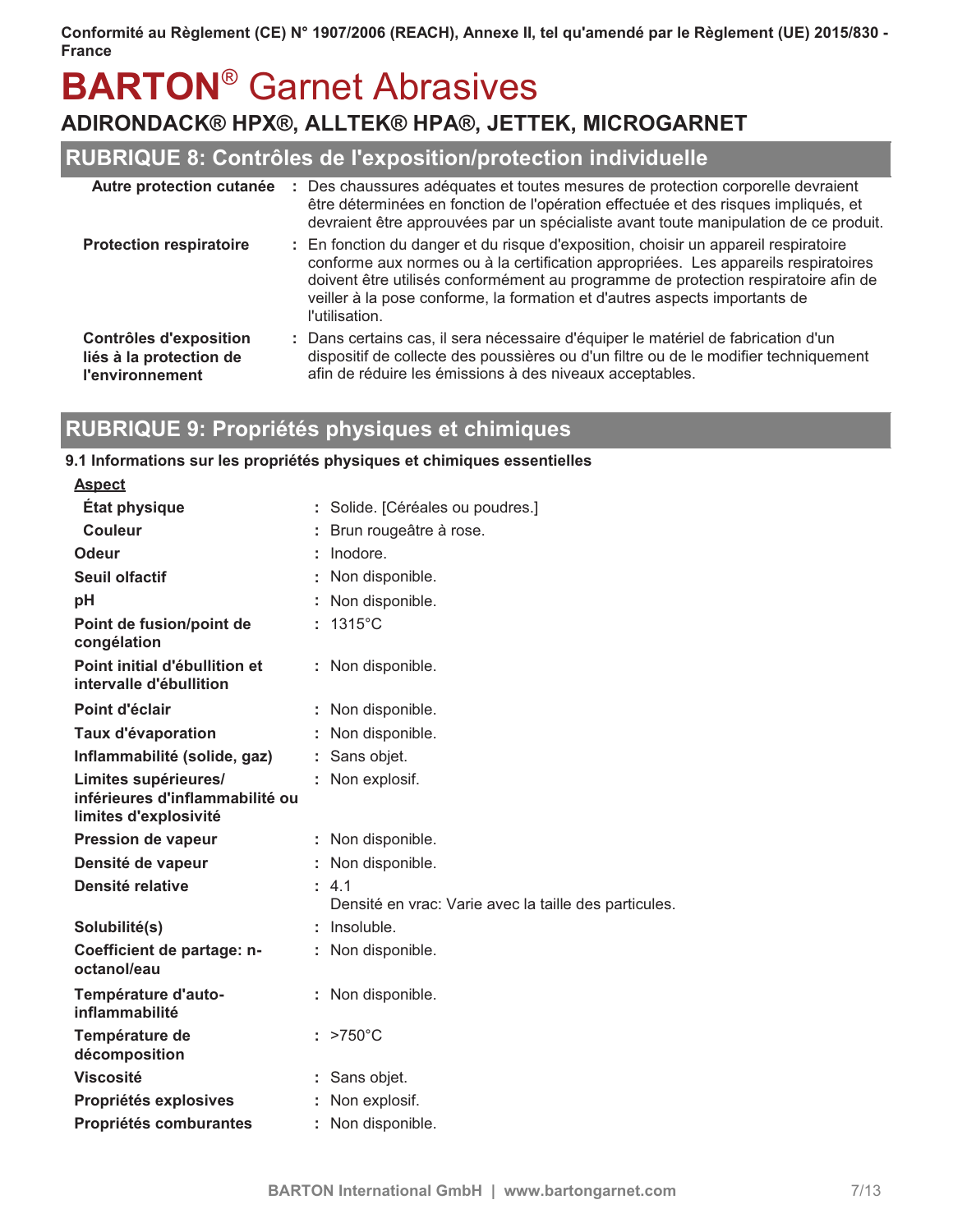## RUBRIQUE 8: Contrôles de l'exposition/protection individuelle

| | |
|---|---|
| **Autre protection cutanée** | : Des chaussures adéquates et toutes mesures de protection corporelle devraient être déterminées en fonction de l'opération effectuée et des risques impliqués, et devraient être approuvées par un spécialiste avant toute manipulation de ce produit. |
| **Protection respiratoire** | : En fonction du danger et du risque d'exposition, choisir un appareil respiratoire conforme aux normes ou à la certification appropriées. Les appareils respiratoires doivent être utilisés conformément au programme de protection respiratoire afin de veiller à la pose conforme, la formation et d'autres aspects importants de l'utilisation. |
| **Contrôles d'exposition liés à la protection de l'environnement** | : Dans certains cas, il sera nécessaire d'équiper le matériel de fabrication d'un dispositif de collecte des poussières ou d'un filtre ou de le modifier techniquement afin de réduire les émissions à des niveaux acceptables. |

## RUBRIQUE 9: Propriétés physiques et chimiques

### 9.1 Informations sur les propriétés physiques et chimiques essentielles

**Aspect**

| | |
|---|---|
| **État physique** | : Solide. [Céréales ou poudres.] |
| **Couleur** | : Brun rougeâtre à rose. |
| **Odeur** | : Inodore. |
| **Seuil olfactif** | : Non disponible. |
| **pH** | : Non disponible. |
| **Point de fusion/point de congélation** | : 1315°C |
| **Point initial d'ébullition et intervalle d'ébullition** | : Non disponible. |
| **Point d'éclair** | : Non disponible. |
| **Taux d'évaporation** | : Non disponible. |
| **Inflammabilité (solide, gaz)** | : Sans objet. |
| **Limites supérieures/ inférieures d'inflammabilité ou limites d'explosivité** | : Non explosif. |
| **Pression de vapeur** | : Non disponible. |
| **Densité de vapeur** | : Non disponible. |
| **Densité relative** | : 4.1<br>Densité en vrac: Varie avec la taille des particules. |
| **Solubilité(s)** | : Insoluble. |
| **Coefficient de partage: n-octanol/eau** | : Non disponible. |
| **Température d'auto-inflammabilité** | : Non disponible. |
| **Température de décomposition** | : >750°C |
| **Viscosité** | : Sans objet. |
| **Propriétés explosives** | : Non explosif. |
| **Propriétés comburantes** | : Non disponible. |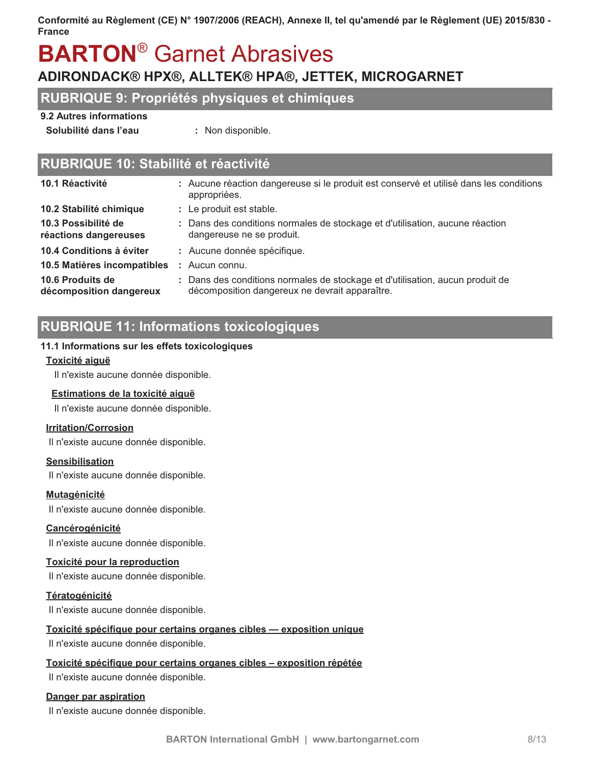## RUBRIQUE 9: Propriétés physiques et chimiques

**9.2 Autres informations**

| | |
|---|---|
| **Solubilité dans l'eau** | : Non disponible. |

## RUBRIQUE 10: Stabilité et réactivité

| | |
|---|---|
| **10.1 Réactivité** | : Aucune réaction dangereuse si le produit est conservé et utilisé dans les conditions appropriées. |
| **10.2 Stabilité chimique** | : Le produit est stable. |
| **10.3 Possibilité de réactions dangereuses** | : Dans des conditions normales de stockage et d'utilisation, aucune réaction dangereuse ne se produit. |
| **10.4 Conditions à éviter** | : Aucune donnée spécifique. |
| **10.5 Matières incompatibles** | : Aucun connu. |
| **10.6 Produits de décomposition dangereux** | : Dans des conditions normales de stockage et d'utilisation, aucun produit de décomposition dangereux ne devrait apparaître. |

## RUBRIQUE 11: Informations toxicologiques

**11.1 Informations sur les effets toxicologiques**

**Toxicité aiguë**

Il n'existe aucune donnée disponible.

**Estimations de la toxicité aiguë**

Il n'existe aucune donnée disponible.

**Irritation/Corrosion**

Il n'existe aucune donnée disponible.

**Sensibilisation**

Il n'existe aucune donnée disponible.

**Mutagénicité**

Il n'existe aucune donnée disponible.

**Cancérogénicité**

Il n'existe aucune donnée disponible.

**Toxicité pour la reproduction**

Il n'existe aucune donnée disponible.

**Tératogénicité**

Il n'existe aucune donnée disponible.

**Toxicité spécifique pour certains organes cibles — exposition unique**

Il n'existe aucune donnée disponible.

**Toxicité spécifique pour certains organes cibles – exposition répétée**

Il n'existe aucune donnée disponible.

**Danger par aspiration**

Il n'existe aucune donnée disponible.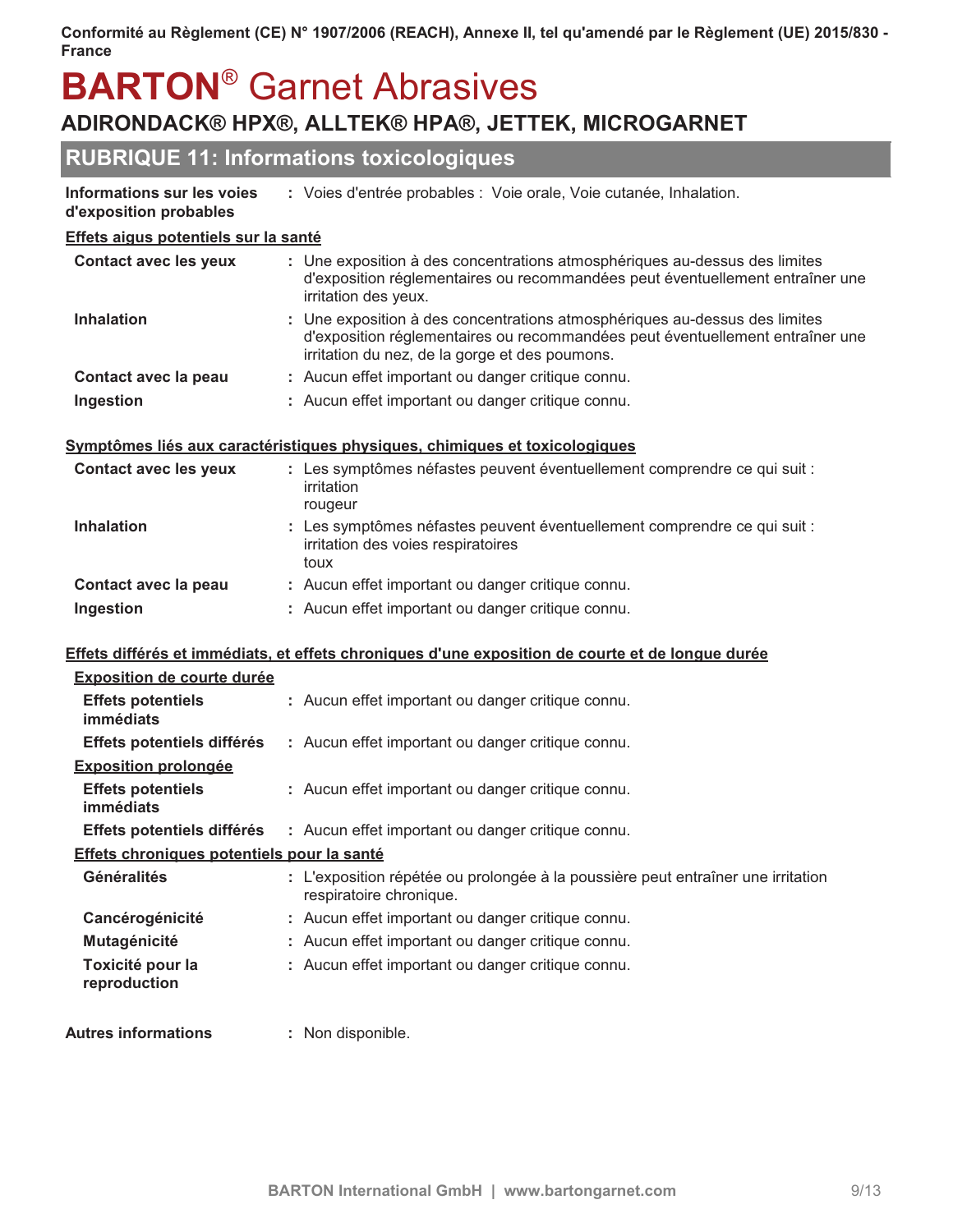Conformité au Règlement (CE) N° 1907/2006 (REACH), Annexe II, tel qu'amendé par le Règlement (UE) 2015/830 - France

# BARTON® Garnet Abrasives

## ADIRONDACK® HPX®, ALLTEK® HPA®, JETTEK, MICROGARNET

## RUBRIQUE 11: Informations toxicologiques

**Informations sur les voies d'exposition probables** : Voies d'entrée probables : Voie orale, Voie cutanée, Inhalation.

**Effets aigus potentiels sur la santé**

| | |
|---|---|
| **Contact avec les yeux** | : Une exposition à des concentrations atmosphériques au-dessus des limites d'exposition réglementaires ou recommandées peut éventuellement entraîner une irritation des yeux. |
| **Inhalation** | : Une exposition à des concentrations atmosphériques au-dessus des limites d'exposition réglementaires ou recommandées peut éventuellement entraîner une irritation du nez, de la gorge et des poumons. |
| **Contact avec la peau** | : Aucun effet important ou danger critique connu. |
| **Ingestion** | : Aucun effet important ou danger critique connu. |

**Symptômes liés aux caractéristiques physiques, chimiques et toxicologiques**

| | |
|---|---|
| **Contact avec les yeux** | : Les symptômes néfastes peuvent éventuellement comprendre ce qui suit :<br>irritation<br>rougeur |
| **Inhalation** | : Les symptômes néfastes peuvent éventuellement comprendre ce qui suit :<br>irritation des voies respiratoires<br>toux |
| **Contact avec la peau** | : Aucun effet important ou danger critique connu. |
| **Ingestion** | : Aucun effet important ou danger critique connu. |

**Effets différés et immédiats, et effets chroniques d'une exposition de courte et de longue durée**

**Exposition de courte durée**

| | |
|---|---|
| **Effets potentiels immédiats** | : Aucun effet important ou danger critique connu. |
| **Effets potentiels différés** | : Aucun effet important ou danger critique connu. |

**Exposition prolongée**

| | |
|---|---|
| **Effets potentiels immédiats** | : Aucun effet important ou danger critique connu. |
| **Effets potentiels différés** | : Aucun effet important ou danger critique connu. |

**Effets chroniques potentiels pour la santé**

| | |
|---|---|
| **Généralités** | : L'exposition répétée ou prolongée à la poussière peut entraîner une irritation respiratoire chronique. |
| **Cancérogénicité** | : Aucun effet important ou danger critique connu. |
| **Mutagénicité** | : Aucun effet important ou danger critique connu. |
| **Toxicité pour la reproduction** | : Aucun effet important ou danger critique connu. |

**Autres informations** : Non disponible.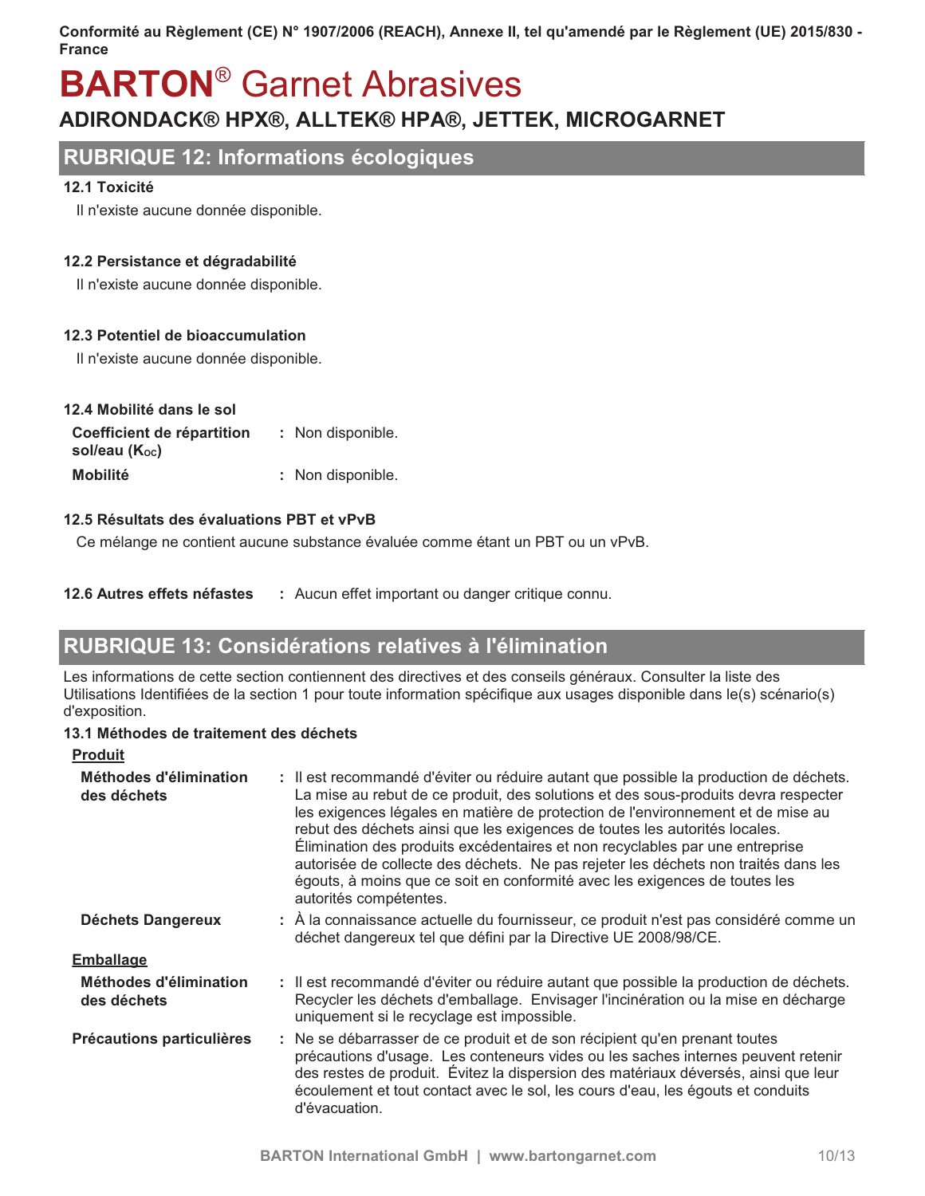## RUBRIQUE 12: Informations écologiques

### 12.1 Toxicité

Il n'existe aucune donnée disponible.

### 12.2 Persistance et dégradabilité

Il n'existe aucune donnée disponible.

### 12.3 Potentiel de bioaccumulation

Il n'existe aucune donnée disponible.

### 12.4 Mobilité dans le sol

**Coefficient de répartition sol/eau ($K_{OC}$)** : Non disponible.

**Mobilité** : Non disponible.

### 12.5 Résultats des évaluations PBT et vPvB

Ce mélange ne contient aucune substance évaluée comme étant un PBT ou un vPvB.

**12.6 Autres effets néfastes** : Aucun effet important ou danger critique connu.

## RUBRIQUE 13: Considérations relatives à l'élimination

Les informations de cette section contiennent des directives et des conseils généraux. Consulter la liste des Utilisations Identifiées de la section 1 pour toute information spécifique aux usages disponible dans le(s) scénario(s) d'exposition.

### 13.1 Méthodes de traitement des déchets

**Produit**

**Méthodes d'élimination des déchets** : Il est recommandé d'éviter ou réduire autant que possible la production de déchets. La mise au rebut de ce produit, des solutions et des sous-produits devra respecter les exigences légales en matière de protection de l'environnement et de mise au rebut des déchets ainsi que les exigences de toutes les autorités locales. Élimination des produits excédentaires et non recyclables par une entreprise autorisée de collecte des déchets. Ne pas rejeter les déchets non traités dans les égouts, à moins que ce soit en conformité avec les exigences de toutes les autorités compétentes.

**Déchets Dangereux** : À la connaissance actuelle du fournisseur, ce produit n'est pas considéré comme un déchet dangereux tel que défini par la Directive UE 2008/98/CE.

**Emballage**

**Méthodes d'élimination des déchets** : Il est recommandé d'éviter ou réduire autant que possible la production de déchets. Recycler les déchets d'emballage. Envisager l'incinération ou la mise en décharge uniquement si le recyclage est impossible.

**Précautions particulières** : Ne se débarrasser de ce produit et de son récipient qu'en prenant toutes précautions d'usage. Les conteneurs vides ou les saches internes peuvent retenir des restes de produit. Évitez la dispersion des matériaux déversés, ainsi que leur écoulement et tout contact avec le sol, les cours d'eau, les égouts et conduits d'évacuation.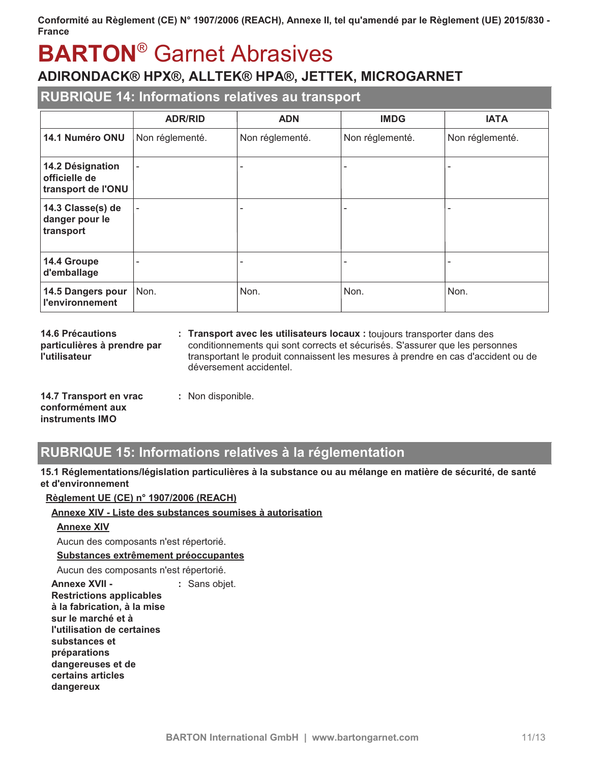Conformité au Règlement (CE) N° 1907/2006 (REACH), Annexe II, tel qu'amendé par le Règlement (UE) 2015/830 - France

# BARTON® Garnet Abrasives

## ADIRONDACK® HPX®, ALLTEK® HPA®, JETTEK, MICROGARNET

## RUBRIQUE 14: Informations relatives au transport

| | ADR/RID | ADN | IMDG | IATA |
|---|---|---|---|---|
| **14.1 Numéro ONU** | Non réglementé. | Non réglementé. | Non réglementé. | Non réglementé. |
| **14.2 Désignation officielle de transport de l'ONU** | - | - | - | - |
| **14.3 Classe(s) de danger pour le transport** | - | - | - | - |
| **14.4 Groupe d'emballage** | - | - | - | - |
| **14.5 Dangers pour l'environnement** | Non. | Non. | Non. | Non. |

**14.6 Précautions particulières à prendre par l'utilisateur** : **Transport avec les utilisateurs locaux :** toujours transporter dans des conditionnements qui sont corrects et sécurisés. S'assurer que les personnes transportant le produit connaissent les mesures à prendre en cas d'accident ou de déversement accidentel.

**14.7 Transport en vrac conformément aux instruments IMO** : Non disponible.

## RUBRIQUE 15: Informations relatives à la réglementation

**15.1 Réglementations/législation particulières à la substance ou au mélange en matière de sécurité, de santé et d'environnement**

**Règlement UE (CE) n° 1907/2006 (REACH)**

**Annexe XIV - Liste des substances soumises à autorisation**

**Annexe XIV**

Aucun des composants n'est répertorié.

**Substances extrêmement préoccupantes**

Aucun des composants n'est répertorié.

**Annexe XVII - Restrictions applicables à la fabrication, à la mise sur le marché et à l'utilisation de certaines substances et préparations dangereuses et de certains articles dangereux** : Sans objet.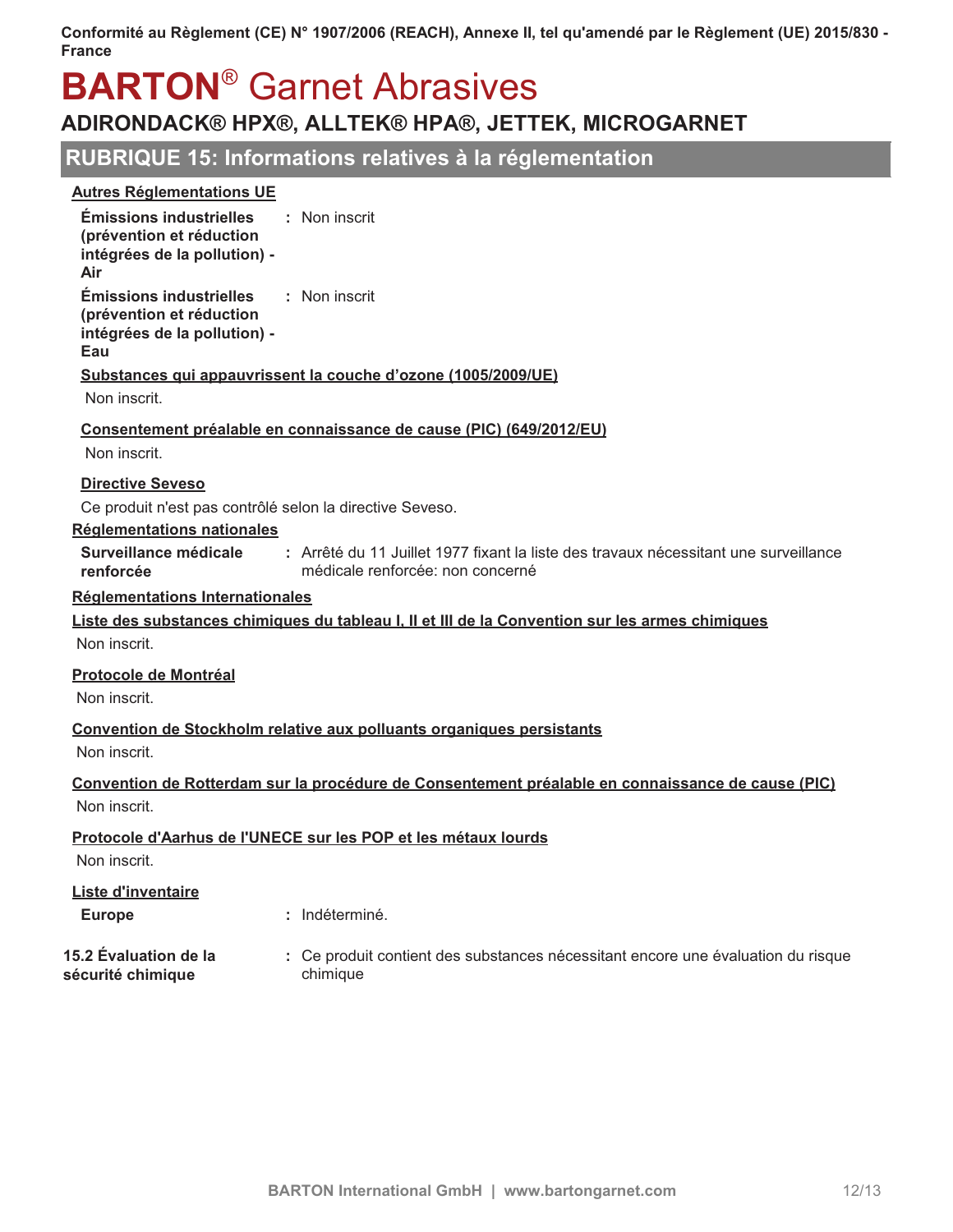## RUBRIQUE 15: Informations relatives à la réglementation

**Autres Réglementations UE**

**Émissions industrielles (prévention et réduction intégrées de la pollution) - Air** : Non inscrit

**Émissions industrielles (prévention et réduction intégrées de la pollution) - Eau** : Non inscrit

**Substances qui appauvrissent la couche d'ozone (1005/2009/UE)**

Non inscrit.

**Consentement préalable en connaissance de cause (PIC) (649/2012/EU)**

Non inscrit.

**Directive Seveso**

Ce produit n'est pas contrôlé selon la directive Seveso.

**Réglementations nationales**

**Surveillance médicale renforcée** : Arrêté du 11 Juillet 1977 fixant la liste des travaux nécessitant une surveillance médicale renforcée: non concerné

**Réglementations Internationales**

**Liste des substances chimiques du tableau I, II et III de la Convention sur les armes chimiques**

Non inscrit.

**Protocole de Montréal**

Non inscrit.

**Convention de Stockholm relative aux polluants organiques persistants**

Non inscrit.

**Convention de Rotterdam sur la procédure de Consentement préalable en connaissance de cause (PIC)**

Non inscrit.

**Protocole d'Aarhus de l'UNECE sur les POP et les métaux lourds**

Non inscrit.

**Liste d'inventaire**

**Europe** : Indéterminé.

**15.2 Évaluation de la sécurité chimique** : Ce produit contient des substances nécessitant encore une évaluation du risque chimique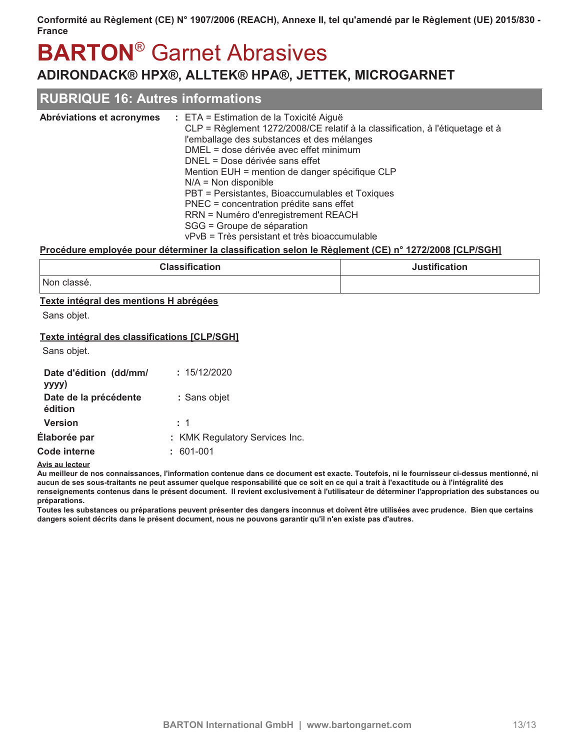## RUBRIQUE 16: Autres informations

**Abréviations et acronymes** : ETA = Estimation de la Toxicité Aiguë
CLP = Règlement 1272/2008/CE relatif à la classification, à l'étiquetage et à l'emballage des substances et des mélanges
DMEL = dose dérivée avec effet minimum
DNEL = Dose dérivée sans effet
Mention EUH = mention de danger spécifique CLP
N/A = Non disponible
PBT = Persistantes, Bioaccumulables et Toxiques
PNEC = concentration prédite sans effet
RRN = Numéro d'enregistrement REACH
SGG = Groupe de séparation
vPvB = Très persistant et très bioaccumulable

**Procédure employée pour déterminer la classification selon le Règlement (CE) n° 1272/2008 [CLP/SGH]**

| Classification | Justification |
| --- | --- |
| Non classé. | |

**Texte intégral des mentions H abrégées**

Sans objet.

**Texte intégral des classifications [CLP/SGH]**

Sans objet.

**Date d'édition (dd/mm/yyyy)** : 15/12/2020

**Date de la précédente édition** : Sans objet

**Version** : 1

**Élaborée par** : KMK Regulatory Services Inc.

**Code interne** : 601-001

**Avis au lecteur**

**Au meilleur de nos connaissances, l'information contenue dans ce document est exacte. Toutefois, ni le fournisseur ci-dessus mentionné, ni aucun de ses sous-traitants ne peut assumer quelque responsabilité que ce soit en ce qui a trait à l'exactitude ou à l'intégralité des renseignements contenus dans le présent document. Il revient exclusivement à l'utilisateur de déterminer l'appropriation des substances ou préparations.**

**Toutes les substances ou préparations peuvent présenter des dangers inconnus et doivent être utilisées avec prudence. Bien que certains dangers soient décrits dans le présent document, nous ne pouvons garantir qu'il n'en existe pas d'autres.**